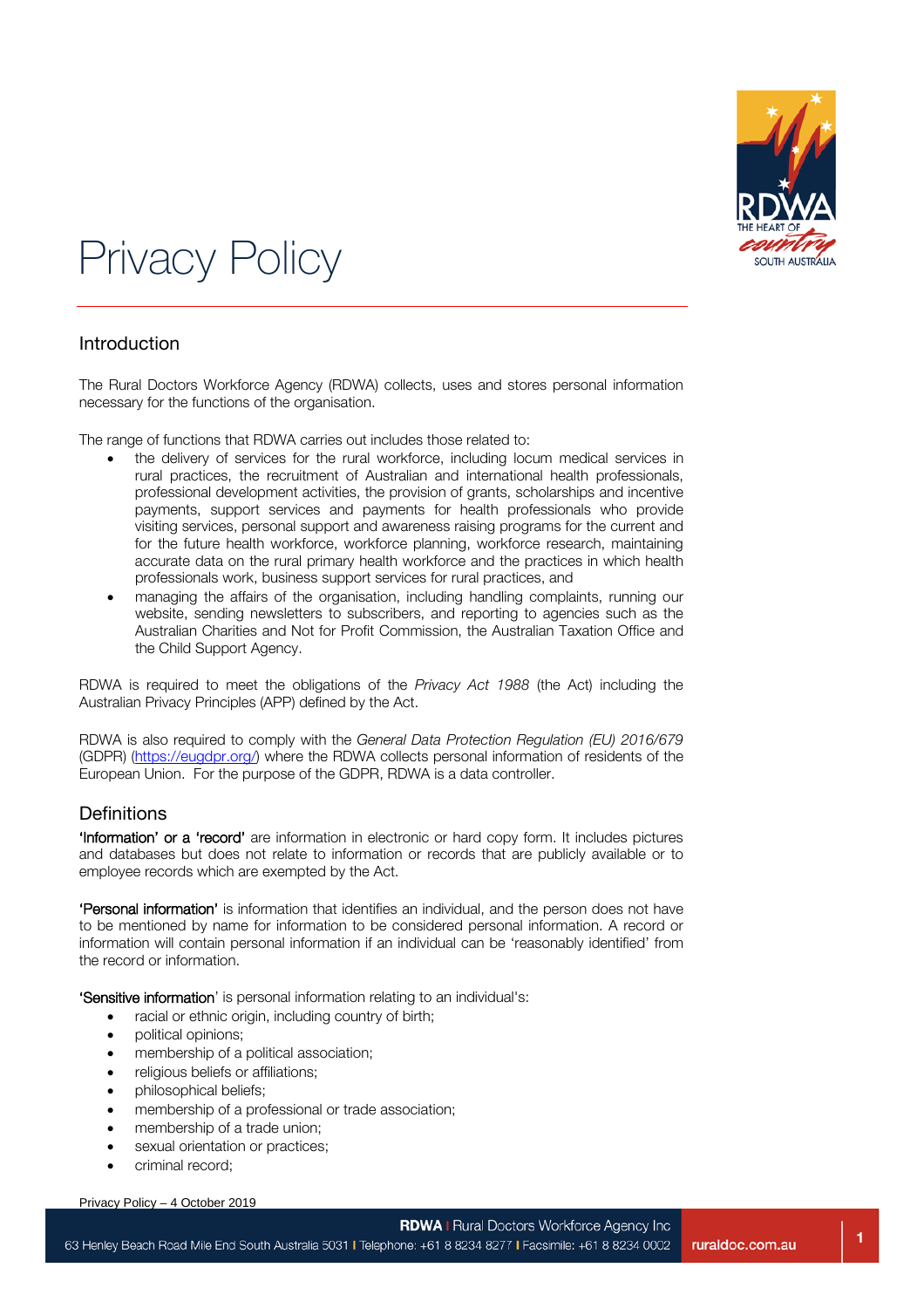# Privacy Policy

## Introduction

The Rural Doctors Workforce Agency (RDWA) collects, uses and stores personal information necessary for the functions of the organisation.

The range of functions that RDWA carries out includes those related to:

- the delivery of services for the rural workforce, including locum medical services in rural practices, the recruitment of Australian and international health professionals, professional development activities, the provision of grants, scholarships and incentive payments, support services and payments for health professionals who provide visiting services, personal support and awareness raising programs for the current and for the future health workforce, workforce planning, workforce research, maintaining accurate data on the rural primary health workforce and the practices in which health professionals work, business support services for rural practices, and
- managing the affairs of the organisation, including handling complaints, running our website, sending newsletters to subscribers, and reporting to agencies such as the Australian Charities and Not for Profit Commission, the Australian Taxation Office and the Child Support Agency.

RDWA is required to meet the obligations of the *Privacy Act 1988* (the Act) including the Australian Privacy Principles (APP) defined by the Act.

RDWA is also required to comply with the *General Data Protection Regulation (EU) 2016/679* (GDPR) (https://eugdpr.org/) where the RDWA collects personal information of residents of the European Union. For the purpose of the GDPR, RDWA is a data controller.

## Definitions

**'Information' or a 'record'** are information in electronic or hard copy form. It includes pictures and databases but does not relate to information or records that are publicly available or to employee records which are exempted by the Act.

**'Personal information'** is information that identifies an individual, and the person does not have to be mentioned by name for information to be considered personal information. A record or information will contain personal information if an individual can be 'reasonably identified' from the record or information.

**'Sensitive information'** is personal information relating to an individual's:

- racial or ethnic origin, including country of birth;
- political opinions;
- membership of a political association;
- religious beliefs or affiliations;
- philosophical beliefs;
- membership of a professional or trade association;
- membership of a trade union;
- sexual orientation or practices;
- criminal record;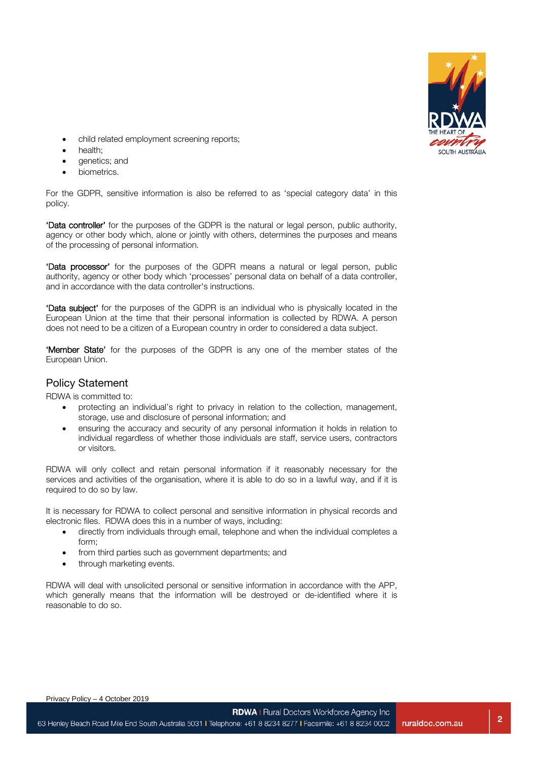- child related employment screening reports;
- health;
- genetics; and
- biometrics.

For the GDPR, sensitive information is also be referred to as 'special category data' in this policy.

**'Data controller'** for the purposes of the GDPR is the natural or legal person, public authority, agency or other body which, alone or jointly with others, determines the purposes and means of the processing of personal information.

**'Data processor'** for the purposes of the GDPR means a natural or legal person, public authority, agency or other body which 'processes' personal data on behalf of a data controller, and in accordance with the data controller's instructions.

**'Data subject'** for the purposes of the GDPR is an individual who is physically located in the European Union at the time that their personal information is collected by RDWA. A person does not need to be a citizen of a European country in order to considered a data subject.

**'Member State'** for the purposes of the GDPR is any one of the member states of the European Union.

## Policy Statement

RDWA is committed to:

- protecting an individual's right to privacy in relation to the collection, management, storage, use and disclosure of personal information; and
- ensuring the accuracy and security of any personal information it holds in relation to individual regardless of whether those individuals are staff, service users, contractors or visitors.

RDWA will only collect and retain personal information if it reasonably necessary for the services and activities of the organisation, where it is able to do so in a lawful way, and if it is required to do so by law.

It is necessary for RDWA to collect personal and sensitive information in physical records and electronic files. RDWA does this in a number of ways, including:

- directly from individuals through email, telephone and when the individual completes a form;
- from third parties such as government departments; and
- through marketing events.

RDWA will deal with unsolicited personal or sensitive information in accordance with the APP, which generally means that the information will be destroyed or de-identified where it is reasonable to do so.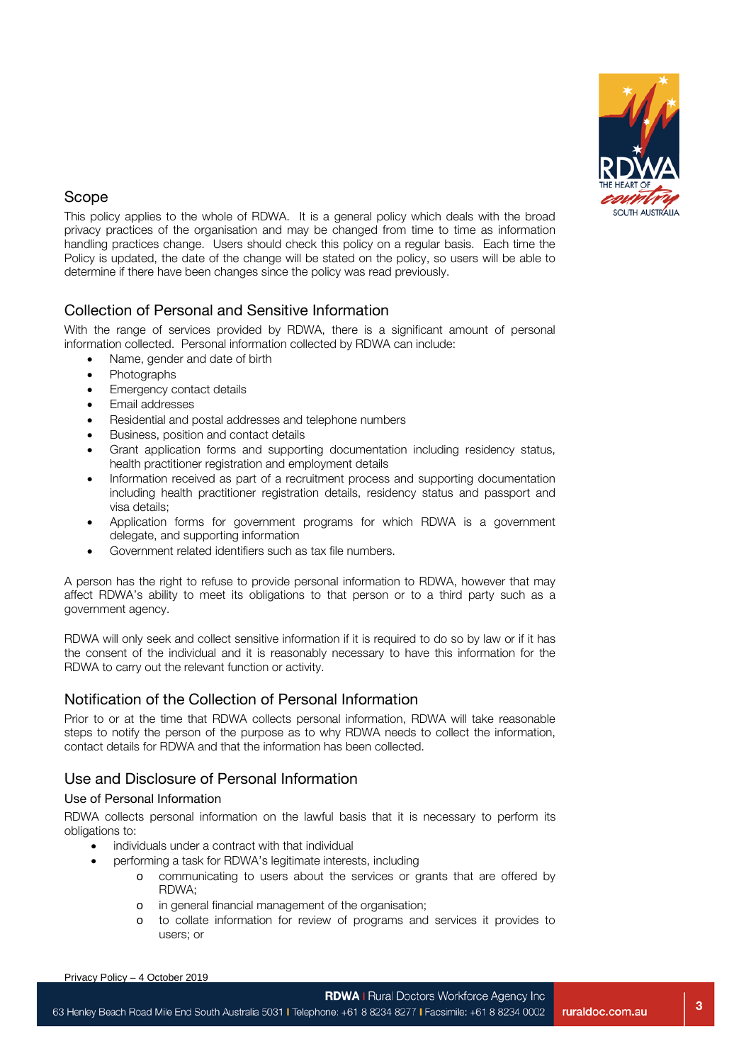## Scope

This policy applies to the whole of RDWA. It is a general policy which deals with the broad privacy practices of the organisation and may be changed from time to time as information handling practices change. Users should check this policy on a regular basis. Each time the Policy is updated, the date of the change will be stated on the policy, so users will be able to determine if there have been changes since the policy was read previously.

## Collection of Personal and Sensitive Information

With the range of services provided by RDWA, there is a significant amount of personal information collected. Personal information collected by RDWA can include:

- Name, gender and date of birth
- Photographs
- Emergency contact details
- Email addresses
- Residential and postal addresses and telephone numbers
- Business, position and contact details
- Grant application forms and supporting documentation including residency status, health practitioner registration and employment details
- Information received as part of a recruitment process and supporting documentation including health practitioner registration details, residency status and passport and visa details;
- Application forms for government programs for which RDWA is a government delegate, and supporting information
- Government related identifiers such as tax file numbers.

A person has the right to refuse to provide personal information to RDWA, however that may affect RDWA's ability to meet its obligations to that person or to a third party such as a government agency.

RDWA will only seek and collect sensitive information if it is required to do so by law or if it has the consent of the individual and it is reasonably necessary to have this information for the RDWA to carry out the relevant function or activity.

## Notification of the Collection of Personal Information

Prior to or at the time that RDWA collects personal information, RDWA will take reasonable steps to notify the person of the purpose as to why RDWA needs to collect the information, contact details for RDWA and that the information has been collected.

## Use and Disclosure of Personal Information

### Use of Personal Information

RDWA collects personal information on the lawful basis that it is necessary to perform its obligations to:

- individuals under a contract with that individual
- performing a task for RDWA's legitimate interests, including
    - communicating to users about the services or grants that are offered by RDWA;
    - in general financial management of the organisation;
    - to collate information for review of programs and services it provides to users; or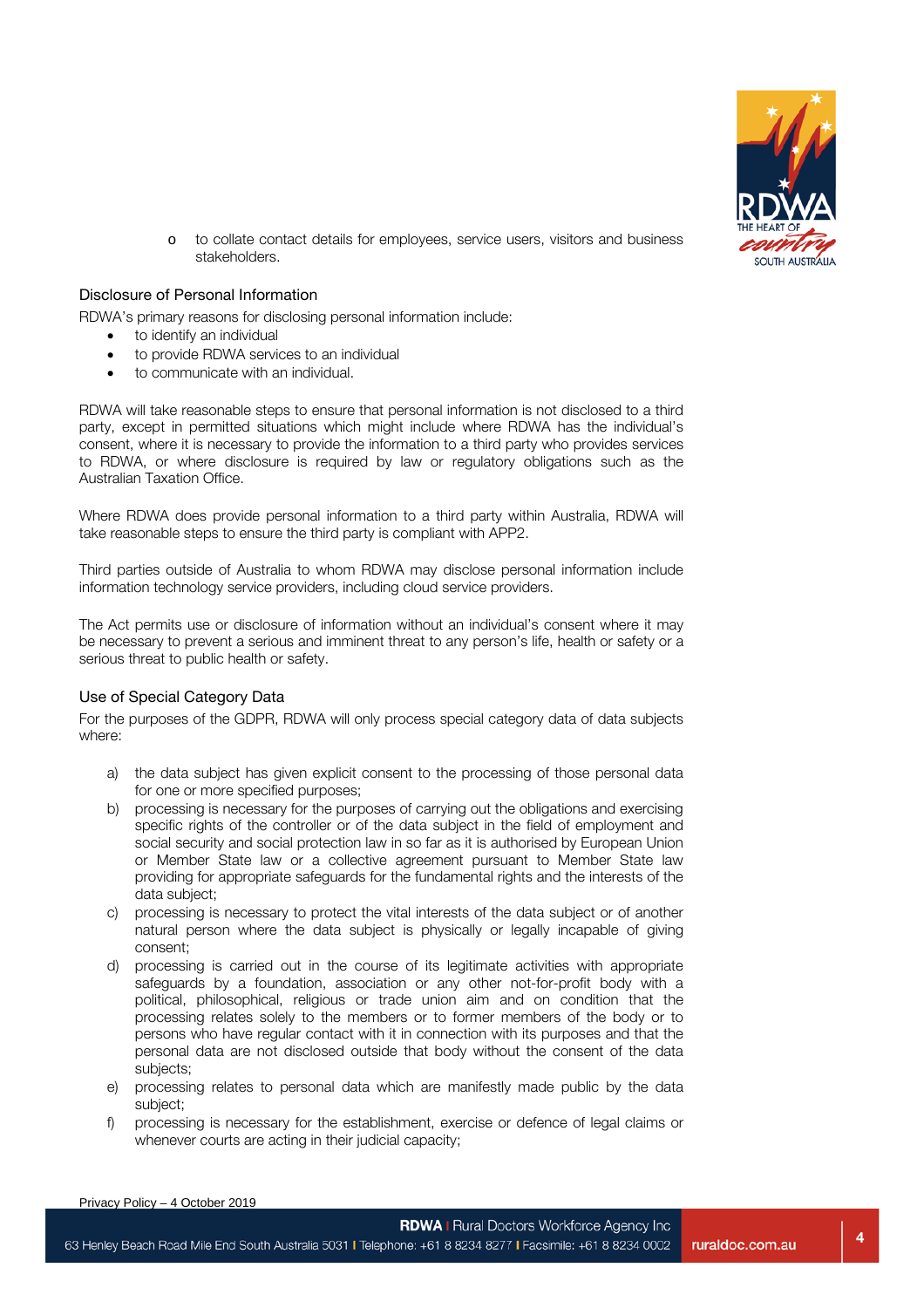- to collate contact details for employees, service users, visitors and business stakeholders.

### Disclosure of Personal Information

RDWA's primary reasons for disclosing personal information include:

- to identify an individual
- to provide RDWA services to an individual
- to communicate with an individual.

RDWA will take reasonable steps to ensure that personal information is not disclosed to a third party, except in permitted situations which might include where RDWA has the individual's consent, where it is necessary to provide the information to a third party who provides services to RDWA, or where disclosure is required by law or regulatory obligations such as the Australian Taxation Office.

Where RDWA does provide personal information to a third party within Australia, RDWA will take reasonable steps to ensure the third party is compliant with APP2.

Third parties outside of Australia to whom RDWA may disclose personal information include information technology service providers, including cloud service providers.

The Act permits use or disclosure of information without an individual's consent where it may be necessary to prevent a serious and imminent threat to any person's life, health or safety or a serious threat to public health or safety.

### Use of Special Category Data

For the purposes of the GDPR, RDWA will only process special category data of data subjects where:

a) the data subject has given explicit consent to the processing of those personal data for one or more specified purposes;
b) processing is necessary for the purposes of carrying out the obligations and exercising specific rights of the controller or of the data subject in the field of employment and social security and social protection law in so far as it is authorised by European Union or Member State law or a collective agreement pursuant to Member State law providing for appropriate safeguards for the fundamental rights and the interests of the data subject;
c) processing is necessary to protect the vital interests of the data subject or of another natural person where the data subject is physically or legally incapable of giving consent;
d) processing is carried out in the course of its legitimate activities with appropriate safeguards by a foundation, association or any other not-for-profit body with a political, philosophical, religious or trade union aim and on condition that the processing relates solely to the members or to former members of the body or to persons who have regular contact with it in connection with its purposes and that the personal data are not disclosed outside that body without the consent of the data subjects;
e) processing relates to personal data which are manifestly made public by the data subject;
f) processing is necessary for the establishment, exercise or defence of legal claims or whenever courts are acting in their judicial capacity;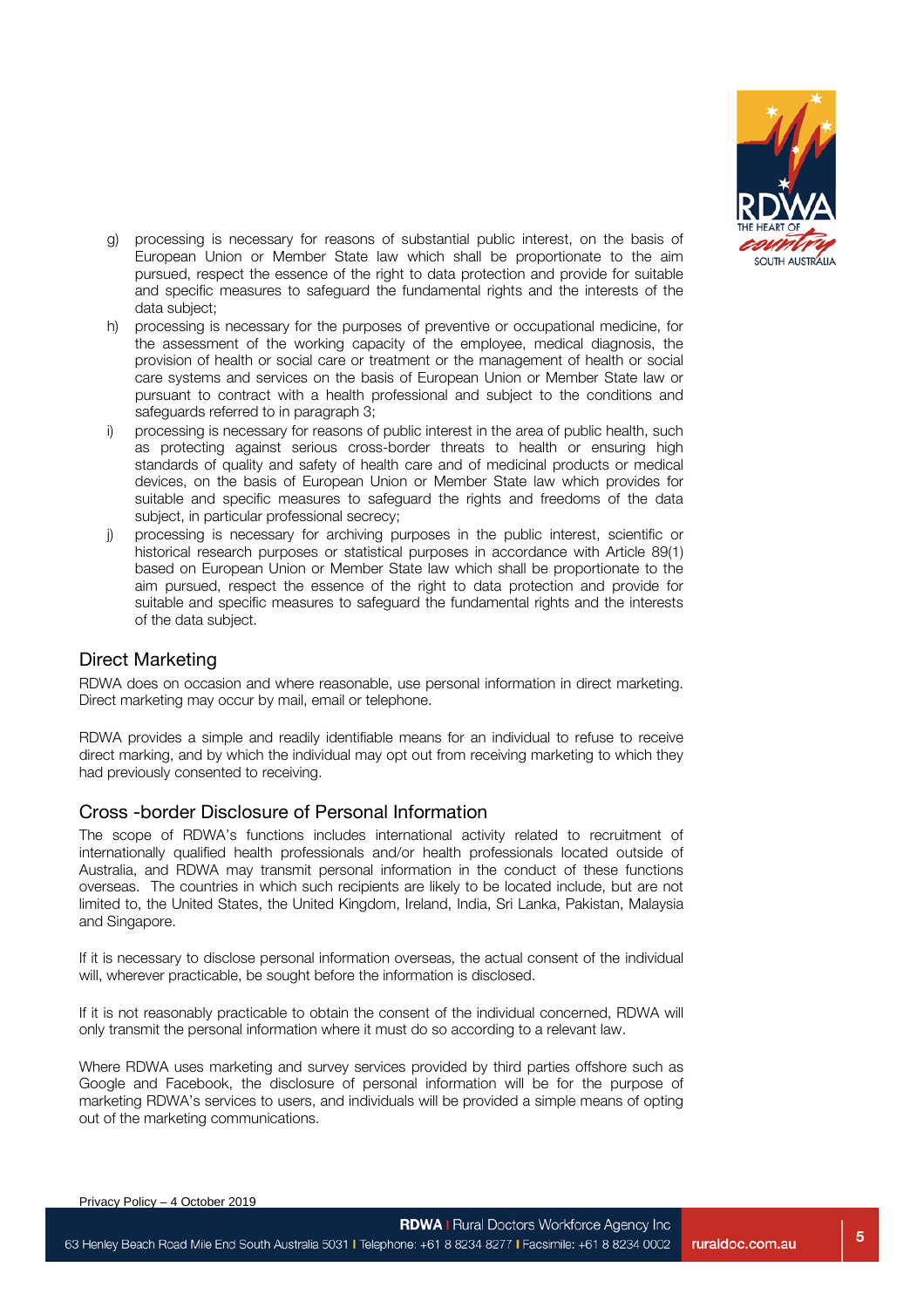g) processing is necessary for reasons of substantial public interest, on the basis of European Union or Member State law which shall be proportionate to the aim pursued, respect the essence of the right to data protection and provide for suitable and specific measures to safeguard the fundamental rights and the interests of the data subject;

h) processing is necessary for the purposes of preventive or occupational medicine, for the assessment of the working capacity of the employee, medical diagnosis, the provision of health or social care or treatment or the management of health or social care systems and services on the basis of European Union or Member State law or pursuant to contract with a health professional and subject to the conditions and safeguards referred to in paragraph 3;

i) processing is necessary for reasons of public interest in the area of public health, such as protecting against serious cross-border threats to health or ensuring high standards of quality and safety of health care and of medicinal products or medical devices, on the basis of European Union or Member State law which provides for suitable and specific measures to safeguard the rights and freedoms of the data subject, in particular professional secrecy;

j) processing is necessary for archiving purposes in the public interest, scientific or historical research purposes or statistical purposes in accordance with Article 89(1) based on European Union or Member State law which shall be proportionate to the aim pursued, respect the essence of the right to data protection and provide for suitable and specific measures to safeguard the fundamental rights and the interests of the data subject.

## Direct Marketing

RDWA does on occasion and where reasonable, use personal information in direct marketing. Direct marketing may occur by mail, email or telephone.

RDWA provides a simple and readily identifiable means for an individual to refuse to receive direct marking, and by which the individual may opt out from receiving marketing to which they had previously consented to receiving.

## Cross -border Disclosure of Personal Information

The scope of RDWA's functions includes international activity related to recruitment of internationally qualified health professionals and/or health professionals located outside of Australia, and RDWA may transmit personal information in the conduct of these functions overseas. The countries in which such recipients are likely to be located include, but are not limited to, the United States, the United Kingdom, Ireland, India, Sri Lanka, Pakistan, Malaysia and Singapore.

If it is necessary to disclose personal information overseas, the actual consent of the individual will, wherever practicable, be sought before the information is disclosed.

If it is not reasonably practicable to obtain the consent of the individual concerned, RDWA will only transmit the personal information where it must do so according to a relevant law.

Where RDWA uses marketing and survey services provided by third parties offshore such as Google and Facebook, the disclosure of personal information will be for the purpose of marketing RDWA's services to users, and individuals will be provided a simple means of opting out of the marketing communications.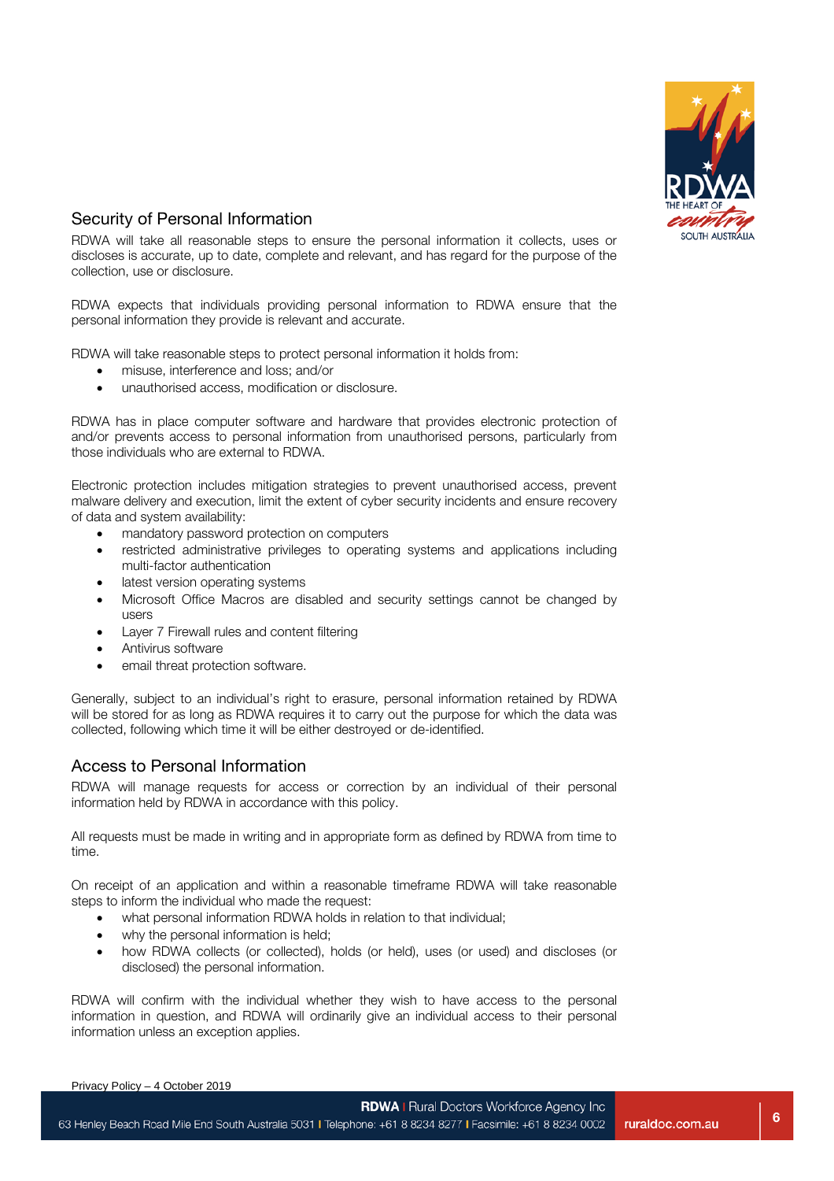## Security of Personal Information

RDWA will take all reasonable steps to ensure the personal information it collects, uses or discloses is accurate, up to date, complete and relevant, and has regard for the purpose of the collection, use or disclosure.

RDWA expects that individuals providing personal information to RDWA ensure that the personal information they provide is relevant and accurate.

RDWA will take reasonable steps to protect personal information it holds from:

- misuse, interference and loss; and/or
- unauthorised access, modification or disclosure.

RDWA has in place computer software and hardware that provides electronic protection of and/or prevents access to personal information from unauthorised persons, particularly from those individuals who are external to RDWA.

Electronic protection includes mitigation strategies to prevent unauthorised access, prevent malware delivery and execution, limit the extent of cyber security incidents and ensure recovery of data and system availability:

- mandatory password protection on computers
- restricted administrative privileges to operating systems and applications including multi-factor authentication
- latest version operating systems
- Microsoft Office Macros are disabled and security settings cannot be changed by users
- Layer 7 Firewall rules and content filtering
- Antivirus software
- email threat protection software.

Generally, subject to an individual's right to erasure, personal information retained by RDWA will be stored for as long as RDWA requires it to carry out the purpose for which the data was collected, following which time it will be either destroyed or de-identified.

## Access to Personal Information

RDWA will manage requests for access or correction by an individual of their personal information held by RDWA in accordance with this policy.

All requests must be made in writing and in appropriate form as defined by RDWA from time to time.

On receipt of an application and within a reasonable timeframe RDWA will take reasonable steps to inform the individual who made the request:

- what personal information RDWA holds in relation to that individual;
- why the personal information is held;
- how RDWA collects (or collected), holds (or held), uses (or used) and discloses (or disclosed) the personal information.

RDWA will confirm with the individual whether they wish to have access to the personal information in question, and RDWA will ordinarily give an individual access to their personal information unless an exception applies.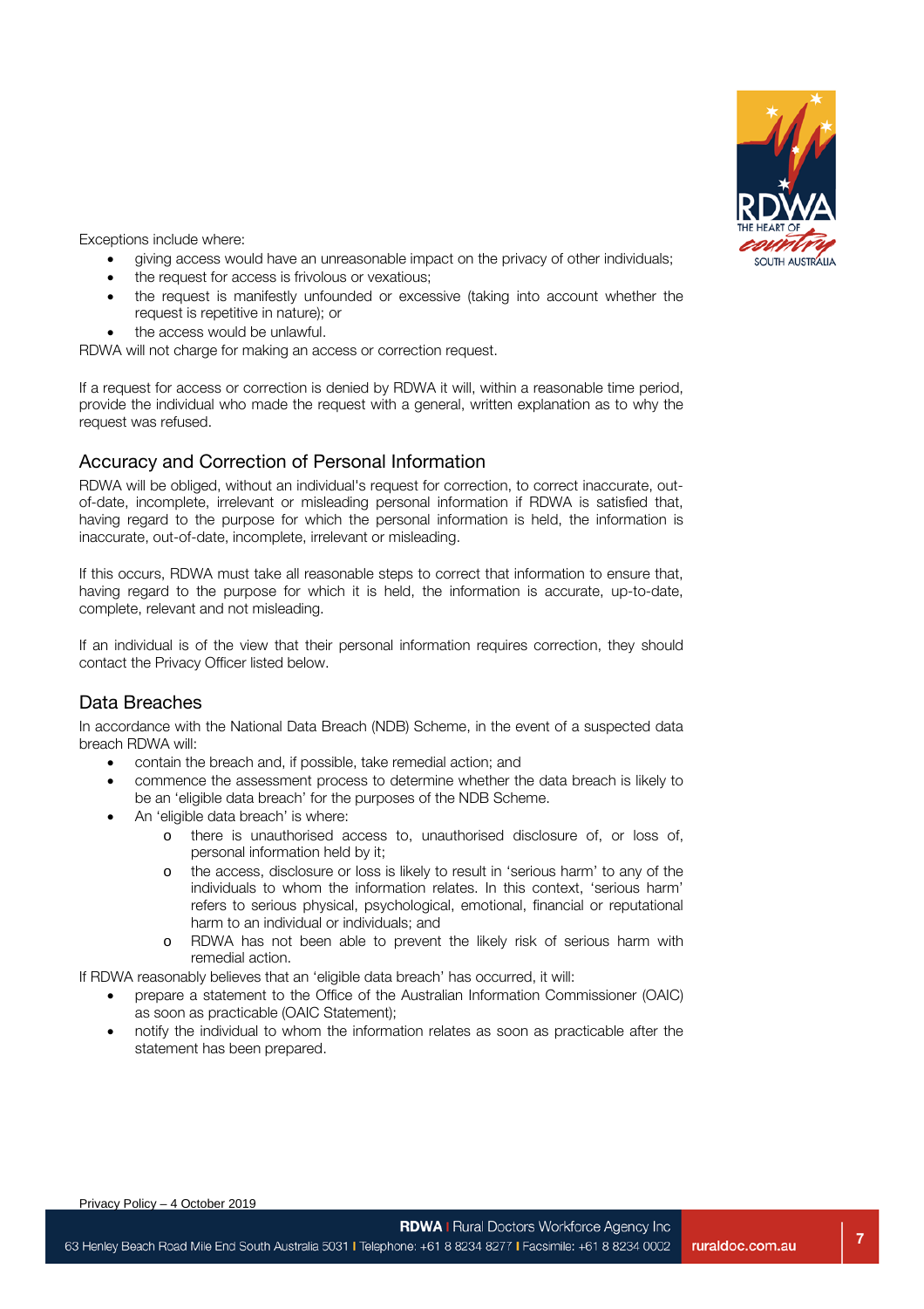Exceptions include where:

- giving access would have an unreasonable impact on the privacy of other individuals;
- the request for access is frivolous or vexatious;
- the request is manifestly unfounded or excessive (taking into account whether the request is repetitive in nature); or
- the access would be unlawful.

RDWA will not charge for making an access or correction request.

If a request for access or correction is denied by RDWA it will, within a reasonable time period, provide the individual who made the request with a general, written explanation as to why the request was refused.

## Accuracy and Correction of Personal Information

RDWA will be obliged, without an individual's request for correction, to correct inaccurate, out-of-date, incomplete, irrelevant or misleading personal information if RDWA is satisfied that, having regard to the purpose for which the personal information is held, the information is inaccurate, out-of-date, incomplete, irrelevant or misleading.

If this occurs, RDWA must take all reasonable steps to correct that information to ensure that, having regard to the purpose for which it is held, the information is accurate, up-to-date, complete, relevant and not misleading.

If an individual is of the view that their personal information requires correction, they should contact the Privacy Officer listed below.

## Data Breaches

In accordance with the National Data Breach (NDB) Scheme, in the event of a suspected data breach RDWA will:

- contain the breach and, if possible, take remedial action; and
- commence the assessment process to determine whether the data breach is likely to be an 'eligible data breach' for the purposes of the NDB Scheme.
- An 'eligible data breach' is where:
  - there is unauthorised access to, unauthorised disclosure of, or loss of, personal information held by it;
  - the access, disclosure or loss is likely to result in 'serious harm' to any of the individuals to whom the information relates. In this context, 'serious harm' refers to serious physical, psychological, emotional, financial or reputational harm to an individual or individuals; and
  - RDWA has not been able to prevent the likely risk of serious harm with remedial action.

If RDWA reasonably believes that an 'eligible data breach' has occurred, it will:

- prepare a statement to the Office of the Australian Information Commissioner (OAIC) as soon as practicable (OAIC Statement);
- notify the individual to whom the information relates as soon as practicable after the statement has been prepared.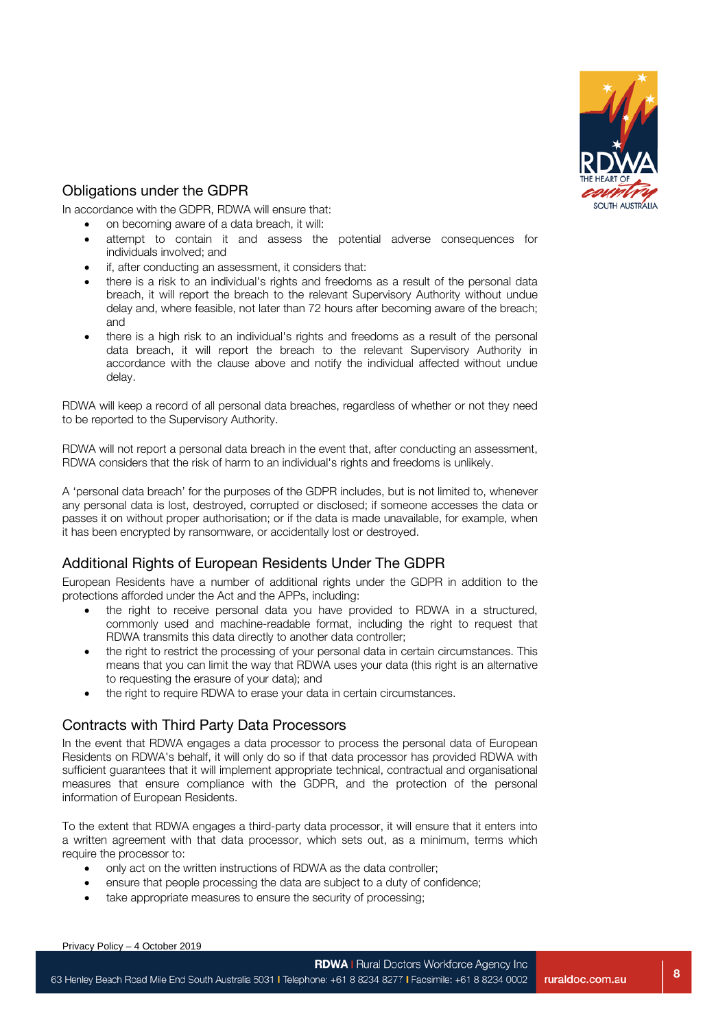## Obligations under the GDPR

In accordance with the GDPR, RDWA will ensure that:

- on becoming aware of a data breach, it will:
- attempt to contain it and assess the potential adverse consequences for individuals involved; and
- if, after conducting an assessment, it considers that:
- there is a risk to an individual's rights and freedoms as a result of the personal data breach, it will report the breach to the relevant Supervisory Authority without undue delay and, where feasible, not later than 72 hours after becoming aware of the breach; and
- there is a high risk to an individual's rights and freedoms as a result of the personal data breach, it will report the breach to the relevant Supervisory Authority in accordance with the clause above and notify the individual affected without undue delay.

RDWA will keep a record of all personal data breaches, regardless of whether or not they need to be reported to the Supervisory Authority.

RDWA will not report a personal data breach in the event that, after conducting an assessment, RDWA considers that the risk of harm to an individual's rights and freedoms is unlikely.

A 'personal data breach' for the purposes of the GDPR includes, but is not limited to, whenever any personal data is lost, destroyed, corrupted or disclosed; if someone accesses the data or passes it on without proper authorisation; or if the data is made unavailable, for example, when it has been encrypted by ransomware, or accidentally lost or destroyed.

## Additional Rights of European Residents Under The GDPR

European Residents have a number of additional rights under the GDPR in addition to the protections afforded under the Act and the APPs, including:

- the right to receive personal data you have provided to RDWA in a structured, commonly used and machine-readable format, including the right to request that RDWA transmits this data directly to another data controller;
- the right to restrict the processing of your personal data in certain circumstances. This means that you can limit the way that RDWA uses your data (this right is an alternative to requesting the erasure of your data); and
- the right to require RDWA to erase your data in certain circumstances.

## Contracts with Third Party Data Processors

In the event that RDWA engages a data processor to process the personal data of European Residents on RDWA's behalf, it will only do so if that data processor has provided RDWA with sufficient guarantees that it will implement appropriate technical, contractual and organisational measures that ensure compliance with the GDPR, and the protection of the personal information of European Residents.

To the extent that RDWA engages a third-party data processor, it will ensure that it enters into a written agreement with that data processor, which sets out, as a minimum, terms which require the processor to:

- only act on the written instructions of RDWA as the data controller;
- ensure that people processing the data are subject to a duty of confidence;
- take appropriate measures to ensure the security of processing;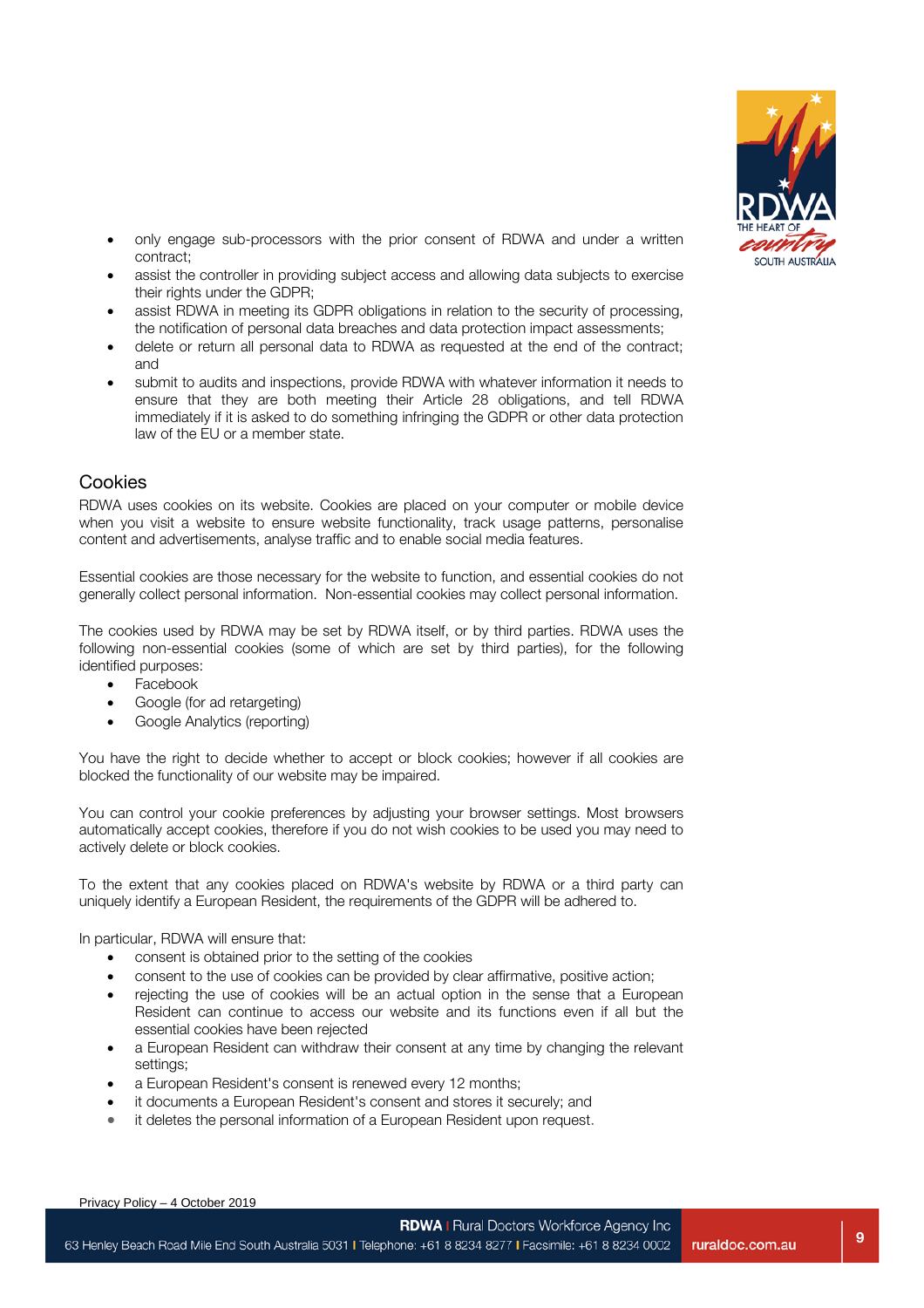- only engage sub-processors with the prior consent of RDWA and under a written contract;
- assist the controller in providing subject access and allowing data subjects to exercise their rights under the GDPR;
- assist RDWA in meeting its GDPR obligations in relation to the security of processing, the notification of personal data breaches and data protection impact assessments;
- delete or return all personal data to RDWA as requested at the end of the contract; and
- submit to audits and inspections, provide RDWA with whatever information it needs to ensure that they are both meeting their Article 28 obligations, and tell RDWA immediately if it is asked to do something infringing the GDPR or other data protection law of the EU or a member state.

## Cookies

RDWA uses cookies on its website. Cookies are placed on your computer or mobile device when you visit a website to ensure website functionality, track usage patterns, personalise content and advertisements, analyse traffic and to enable social media features.

Essential cookies are those necessary for the website to function, and essential cookies do not generally collect personal information. Non-essential cookies may collect personal information.

The cookies used by RDWA may be set by RDWA itself, or by third parties. RDWA uses the following non-essential cookies (some of which are set by third parties), for the following identified purposes:

- Facebook
- Google (for ad retargeting)
- Google Analytics (reporting)

You have the right to decide whether to accept or block cookies; however if all cookies are blocked the functionality of our website may be impaired.

You can control your cookie preferences by adjusting your browser settings. Most browsers automatically accept cookies, therefore if you do not wish cookies to be used you may need to actively delete or block cookies.

To the extent that any cookies placed on RDWA's website by RDWA or a third party can uniquely identify a European Resident, the requirements of the GDPR will be adhered to.

In particular, RDWA will ensure that:

- consent is obtained prior to the setting of the cookies
- consent to the use of cookies can be provided by clear affirmative, positive action;
- rejecting the use of cookies will be an actual option in the sense that a European Resident can continue to access our website and its functions even if all but the essential cookies have been rejected
- a European Resident can withdraw their consent at any time by changing the relevant settings;
- a European Resident's consent is renewed every 12 months;
- it documents a European Resident's consent and stores it securely; and
- it deletes the personal information of a European Resident upon request.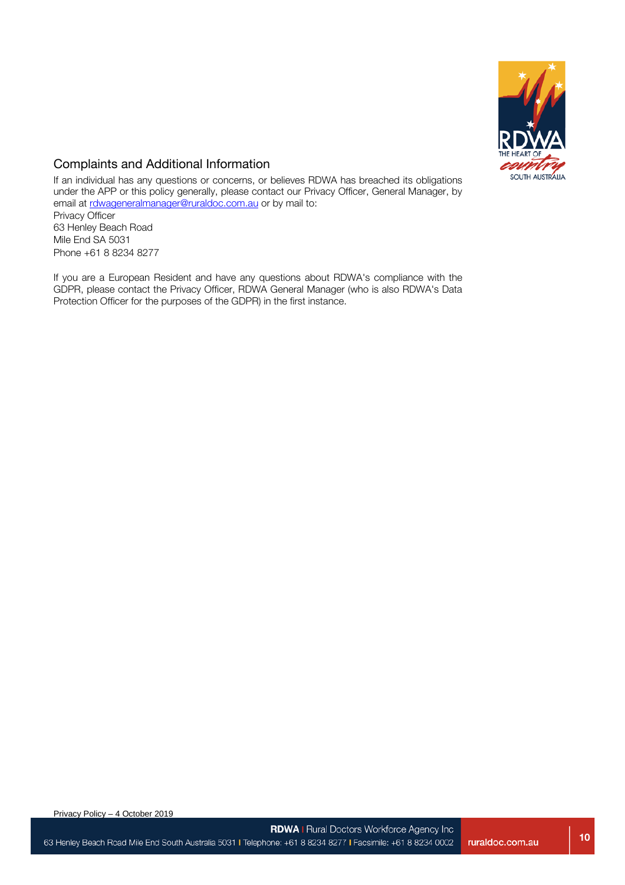## Complaints and Additional Information

If an individual has any questions or concerns, or believes RDWA has breached its obligations under the APP or this policy generally, please contact our Privacy Officer, General Manager, by email at rdwageneralmanager@ruraldoc.com.au or by mail to:

Privacy Officer
63 Henley Beach Road
Mile End SA 5031
Phone +61 8 8234 8277

If you are a European Resident and have any questions about RDWA's compliance with the GDPR, please contact the Privacy Officer, RDWA General Manager (who is also RDWA's Data Protection Officer for the purposes of the GDPR) in the first instance.